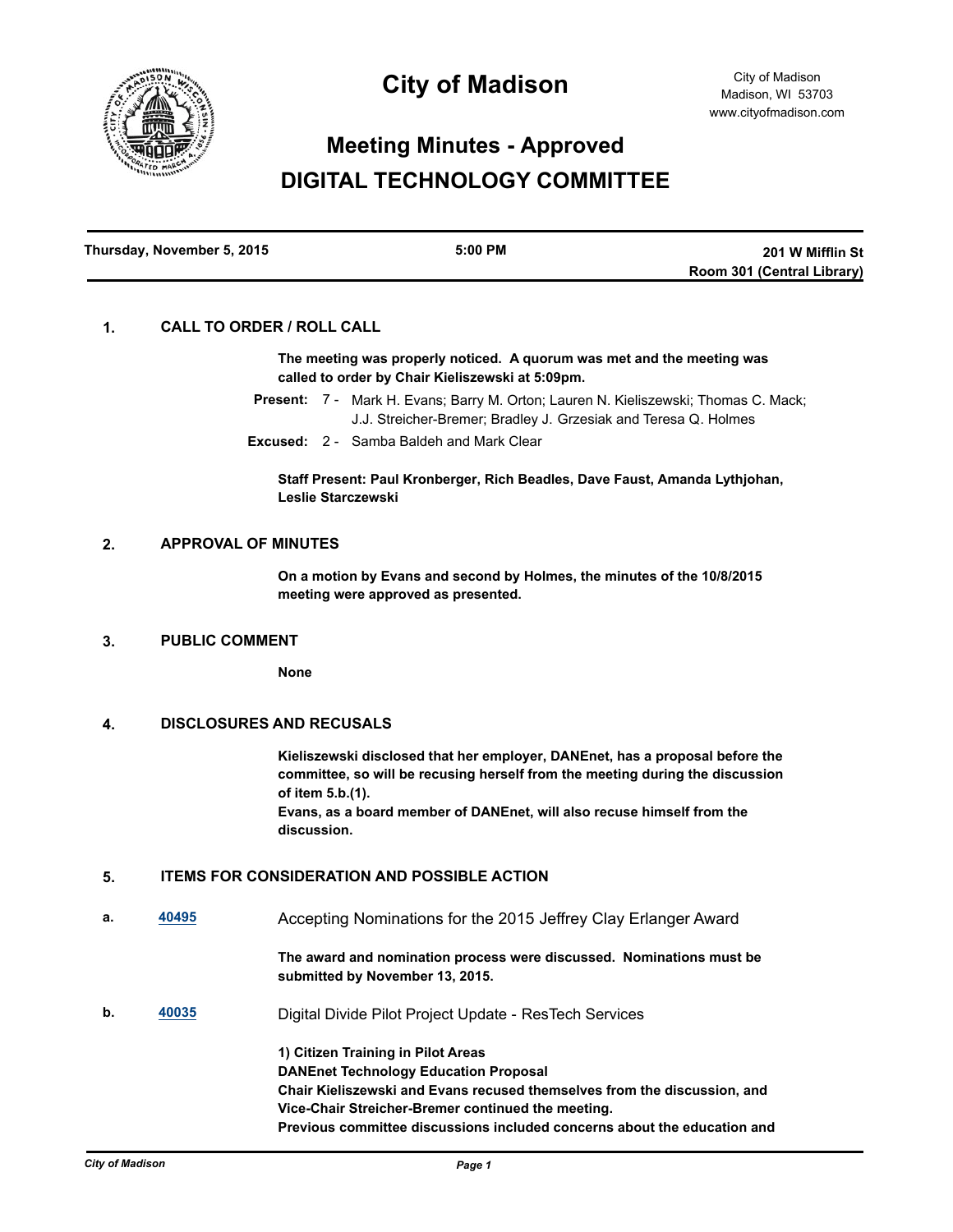# City of Madison

City of Madison
Madison, WI 53703
www.cityofmadison.com

## Meeting Minutes - Approved
## DIGITAL TECHNOLOGY COMMITTEE

| Thursday, November 5, 2015 | 5:00 PM | 201 W Mifflin St<br>Room 301 (Central Library) |
|---|---|---|

### 1. CALL TO ORDER / ROLL CALL

**The meeting was properly noticed. A quorum was met and the meeting was called to order by Chair Kieliszewski at 5:09pm.**

**Present:** 7 - Mark H. Evans; Barry M. Orton; Lauren N. Kieliszewski; Thomas C. Mack; J.J. Streicher-Bremer; Bradley J. Grzesiak and Teresa Q. Holmes

**Excused:** 2 - Samba Baldeh and Mark Clear

**Staff Present: Paul Kronberger, Rich Beadles, Dave Faust, Amanda Lythjohan, Leslie Starczewski**

### 2. APPROVAL OF MINUTES

**On a motion by Evans and second by Holmes, the minutes of the 10/8/2015 meeting were approved as presented.**

### 3. PUBLIC COMMENT

**None**

### 4. DISCLOSURES AND RECUSALS

**Kieliszewski disclosed that her employer, DANEnet, has a proposal before the committee, so will be recusing herself from the meeting during the discussion of item 5.b.(1).**
**Evans, as a board member of DANEnet, will also recuse himself from the discussion.**

### 5. ITEMS FOR CONSIDERATION AND POSSIBLE ACTION

**a.** 40495 Accepting Nominations for the 2015 Jeffrey Clay Erlanger Award

**The award and nomination process were discussed. Nominations must be submitted by November 13, 2015.**

**b.** 40035 Digital Divide Pilot Project Update - ResTech Services

**1) Citizen Training in Pilot Areas**
**DANEnet Technology Education Proposal**
**Chair Kieliszewski and Evans recused themselves from the discussion, and Vice-Chair Streicher-Bremer continued the meeting.**
**Previous committee discussions included concerns about the education and**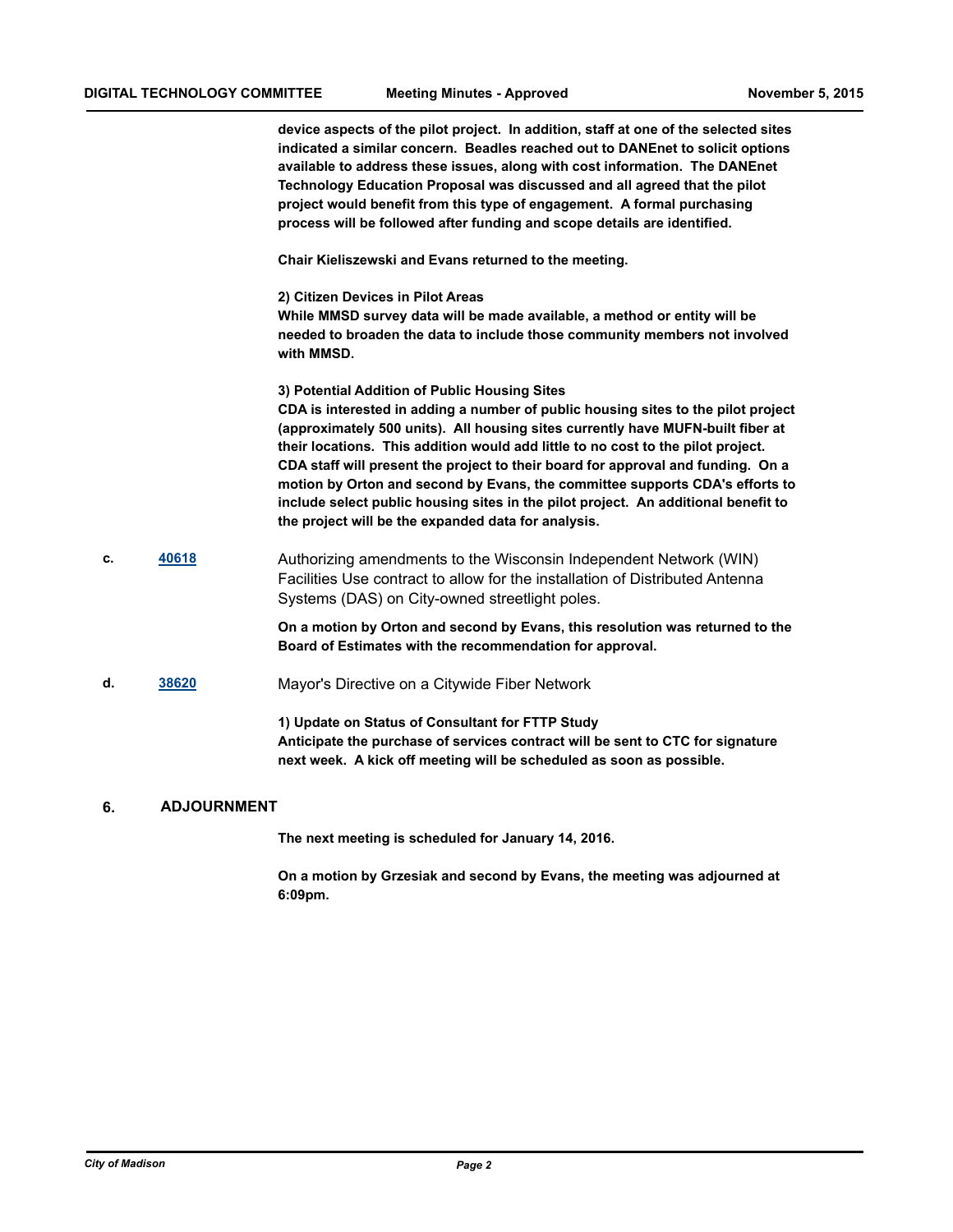**device aspects of the pilot project. In addition, staff at one of the selected sites indicated a similar concern. Beadles reached out to DANEnet to solicit options available to address these issues, along with cost information. The DANEnet Technology Education Proposal was discussed and all agreed that the pilot project would benefit from this type of engagement. A formal purchasing process will be followed after funding and scope details are identified.**

**Chair Kieliszewski and Evans returned to the meeting.**

**2) Citizen Devices in Pilot Areas**
**While MMSD survey data will be made available, a method or entity will be needed to broaden the data to include those community members not involved with MMSD.**

**3) Potential Addition of Public Housing Sites**
**CDA is interested in adding a number of public housing sites to the pilot project (approximately 500 units). All housing sites currently have MUFN-built fiber at their locations. This addition would add little to no cost to the pilot project. CDA staff will present the project to their board for approval and funding. On a motion by Orton and second by Evans, the committee supports CDA's efforts to include select public housing sites in the pilot project. An additional benefit to the project will be the expanded data for analysis.**

**c.** [40618] Authorizing amendments to the Wisconsin Independent Network (WIN) Facilities Use contract to allow for the installation of Distributed Antenna Systems (DAS) on City-owned streetlight poles.

**On a motion by Orton and second by Evans, this resolution was returned to the Board of Estimates with the recommendation for approval.**

**d.** [38620] Mayor's Directive on a Citywide Fiber Network

**1) Update on Status of Consultant for FTTP Study**
**Anticipate the purchase of services contract will be sent to CTC for signature next week. A kick off meeting will be scheduled as soon as possible.**

## 6. ADJOURNMENT

**The next meeting is scheduled for January 14, 2016.**

**On a motion by Grzesiak and second by Evans, the meeting was adjourned at 6:09pm.**